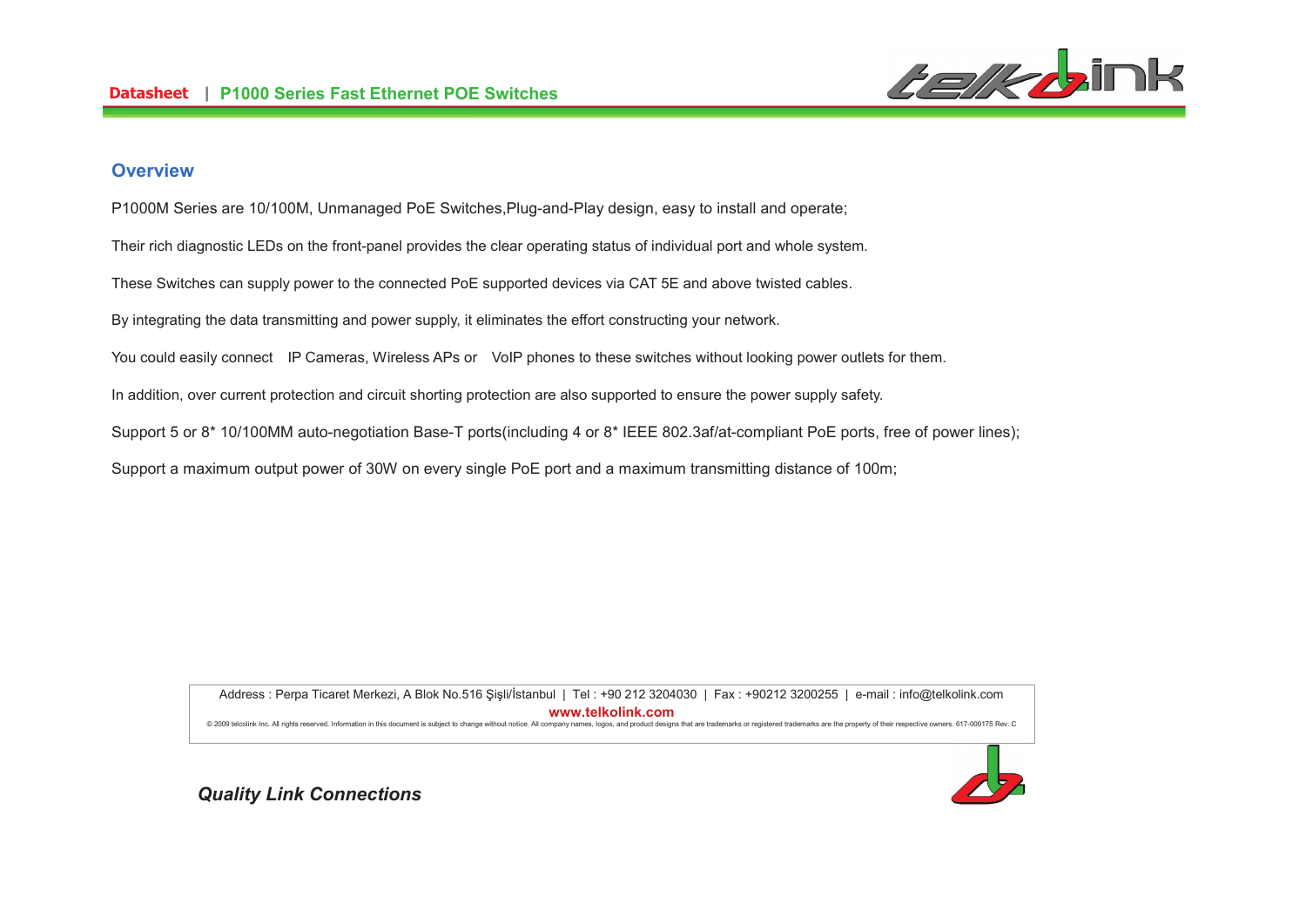## Overview

P1000M Series are 10/100M, Unmanaged PoE Switches,Plug-and-Play design, easy to install and operate;

Their rich diagnostic LEDs on the front-panel provides the clear operating status of individual port and whole system.

These Switches can supply power to the connected PoE supported devices via CAT 5E and above twisted cables.

By integrating the data transmitting and power supply, it eliminates the effort constructing your network.

You could easily connect IP Cameras, Wireless APs or VoIP phones to these switches without looking power outlets for them.

In addition, over current protection and circuit shorting protection are also supported to ensure the power supply safety.

Support 5 or 8* 10/100MM auto-negotiation Base-T ports(including 4 or 8* IEEE 802.3af/at-compliant PoE ports, free of power lines);

Support a maximum output power of 30W on every single PoE port and a maximum transmitting distance of 100m;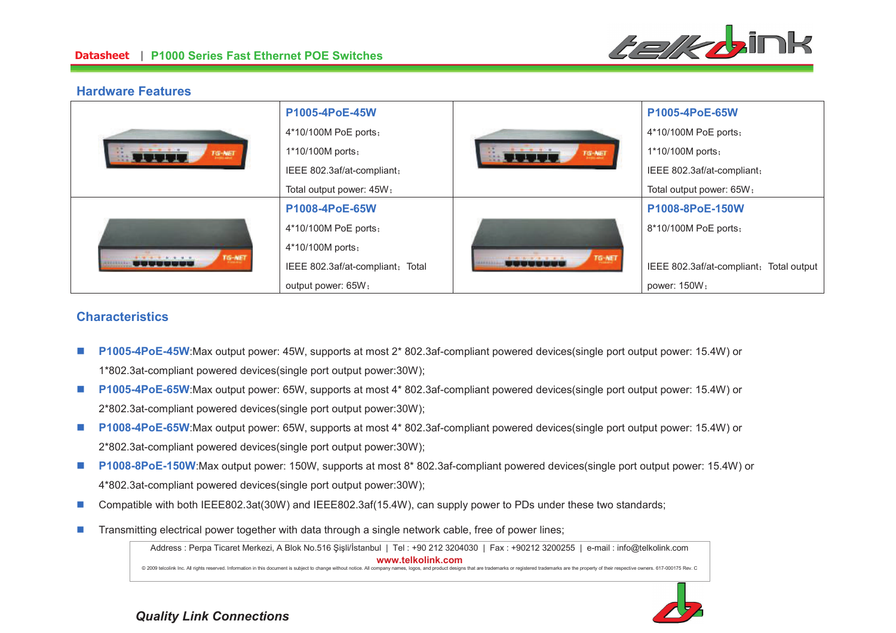## Hardware Features

| | | | |
|---|---|---|---|
| | **P1005-4PoE-45W**<br>4*10/100M PoE ports;<br>1*10/100M ports;<br>IEEE 802.3af/at-compliant;<br>Total output power: 45W; | | **P1005-4PoE-65W**<br>4*10/100M PoE ports;<br>1*10/100M ports;<br>IEEE 802.3af/at-compliant;<br>Total output power: 65W; |
| | **P1008-4PoE-65W**<br>4*10/100M PoE ports;<br>4*10/100M ports;<br>IEEE 802.3af/at-compliant; Total output power: 65W; | | **P1008-8PoE-150W**<br>8*10/100M PoE ports;<br>IEEE 802.3af/at-compliant; Total output power: 150W; |

## Characteristics

- **P1005-4PoE-45W**:Max output power: 45W, supports at most 2* 802.3af-compliant powered devices(single port output power: 15.4W) or 1*802.3at-compliant powered devices(single port output power:30W);
- **P1005-4PoE-65W**:Max output power: 65W, supports at most 4* 802.3af-compliant powered devices(single port output power: 15.4W) or 2*802.3at-compliant powered devices(single port output power:30W);
- **P1008-4PoE-65W**:Max output power: 65W, supports at most 4* 802.3af-compliant powered devices(single port output power: 15.4W) or 2*802.3at-compliant powered devices(single port output power:30W);
- **P1008-8PoE-150W**:Max output power: 150W, supports at most 8* 802.3af-compliant powered devices(single port output power: 15.4W) or 4*802.3at-compliant powered devices(single port output power:30W);
- Compatible with both IEEE802.3at(30W) and IEEE802.3af(15.4W), can supply power to PDs under these two standards;
- Transmitting electrical power together with data through a single network cable, free of power lines;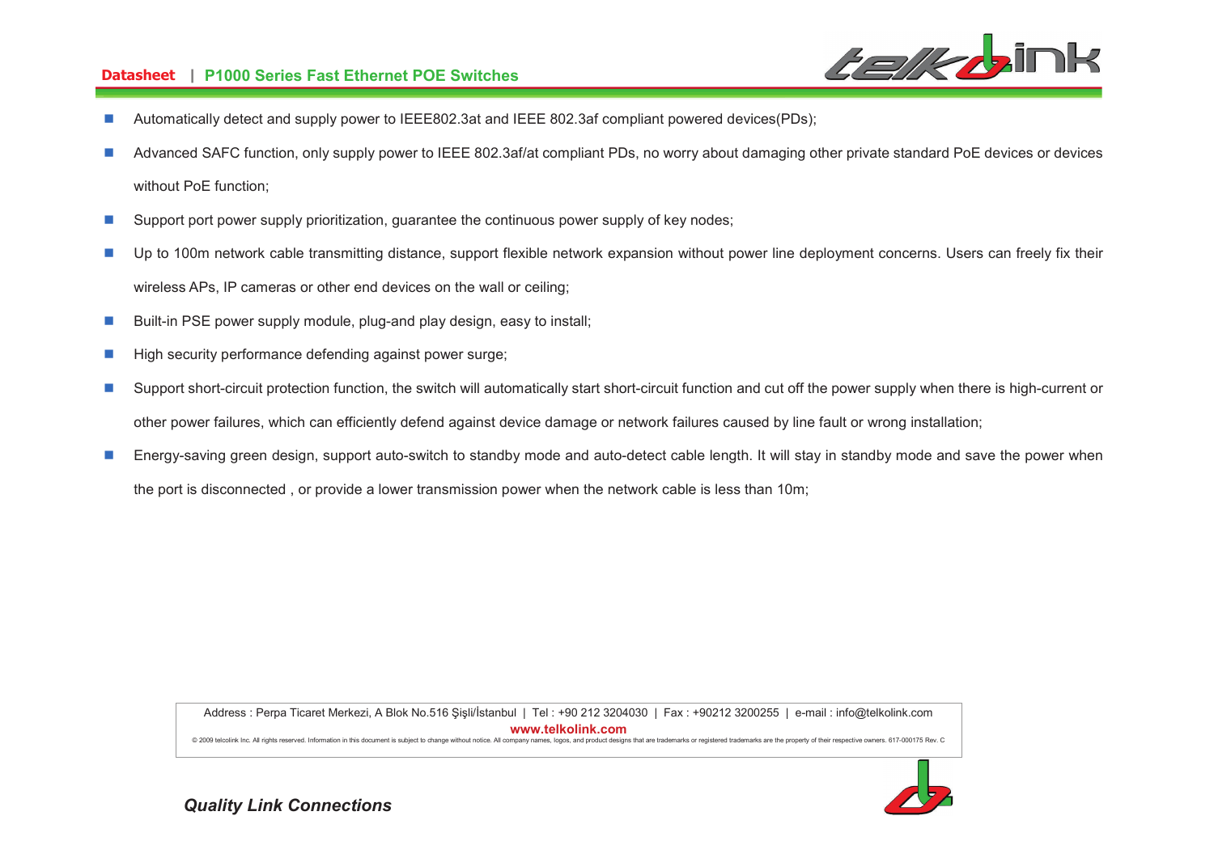- Automatically detect and supply power to IEEE802.3at and IEEE 802.3af compliant powered devices(PDs);
- Advanced SAFC function, only supply power to IEEE 802.3af/at compliant PDs, no worry about damaging other private standard PoE devices or devices without PoE function;
- Support port power supply prioritization, guarantee the continuous power supply of key nodes;
- Up to 100m network cable transmitting distance, support flexible network expansion without power line deployment concerns. Users can freely fix their wireless APs, IP cameras or other end devices on the wall or ceiling;
- Built-in PSE power supply module, plug-and play design, easy to install;
- High security performance defending against power surge;
- Support short-circuit protection function, the switch will automatically start short-circuit function and cut off the power supply when there is high-current or other power failures, which can efficiently defend against device damage or network failures caused by line fault or wrong installation;
- Energy-saving green design, support auto-switch to standby mode and auto-detect cable length. It will stay in standby mode and save the power when the port is disconnected , or provide a lower transmission power when the network cable is less than 10m;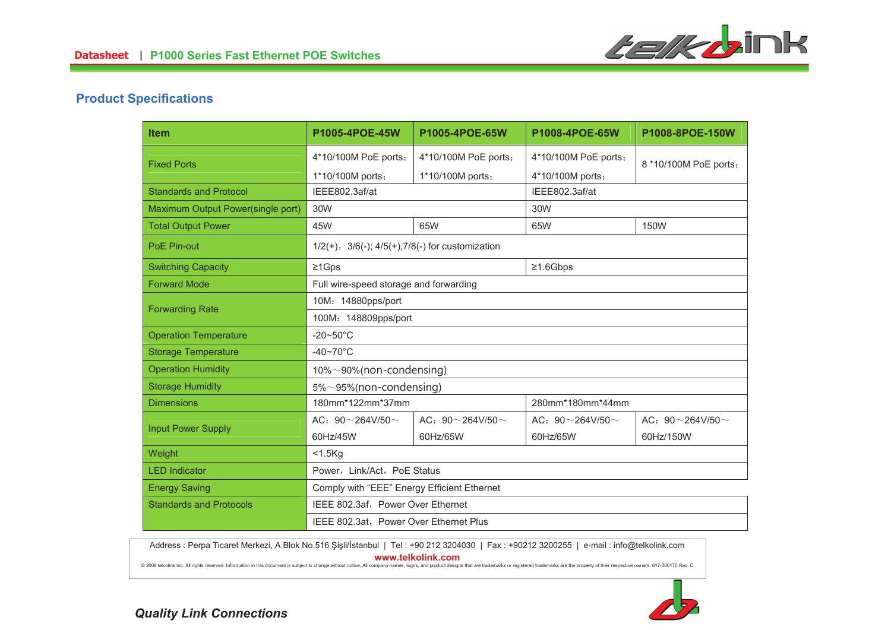## Product Specifications

| Item | P1005-4POE-45W | P1005-4POE-65W | P1008-4POE-65W | P1008-8POE-150W |
|---|---|---|---|---|
| Fixed Ports | 4*10/100M PoE ports；1*10/100M ports； | 4*10/100M PoE ports；1*10/100M ports； | 4*10/100M PoE ports；4*10/100M ports； | 8 *10/100M PoE ports； |
| Standards and Protocol | IEEE802.3af/at | | IEEE802.3af/at | |
| Maximum Output Power(single port) | 30W | | 30W | |
| Total Output Power | 45W | 65W | 65W | 150W |
| PoE Pin-out | 1/2(+)，3/6(-); 4/5(+),7/8(-) for customization | | | |
| Switching Capacity | ≥1Gps | | ≥1.6Gbps | |
| Forward Mode | Full wire-speed storage and forwarding | | | |
| Forwarding Rate | 10M：14880pps/port | | | |
| | 100M：148809pps/port | | | |
| Operation Temperature | -20~50°C | | | |
| Storage Temperature | -40~70°C | | | |
| Operation Humidity | 10%～90%(non-condensing) | | | |
| Storage Humidity | 5%～95%(non-condensing) | | | |
| Dimensions | 180mm*122mm*37mm | | 280mm*180mm*44mm | |
| Input Power Supply | AC：90～264V/50～60Hz/45W | AC：90～264V/50～60Hz/65W | AC：90～264V/50～60Hz/65W | AC：90～264V/50～60Hz/150W |
| Weight | <1.5Kg | | | |
| LED Indicator | Power，Link/Act，PoE Status | | | |
| Energy Saving | Comply with “EEE” Energy Efficient Ethernet | | | |
| Standards and Protocols | IEEE 802.3af，Power Over Ethernet | | | |
| | IEEE 802.3at，Power Over Ethernet Plus | | | |

Address : Perpa Ticaret Merkezi, A Blok No.516 Şişli/İstanbul | Tel : +90 212 3204030 | Fax : +90212 3200255 | e-mail : info@telkolink.com

**www.telkolink.com**

© 2009 telcolink Inc. All rights reserved. Information in this document is subject to change without notice. All company names, logos, and product designs that are trademarks or registered trademarks are the property of their respective owners. 617-000175 Rev. C

***Quality Link Connections***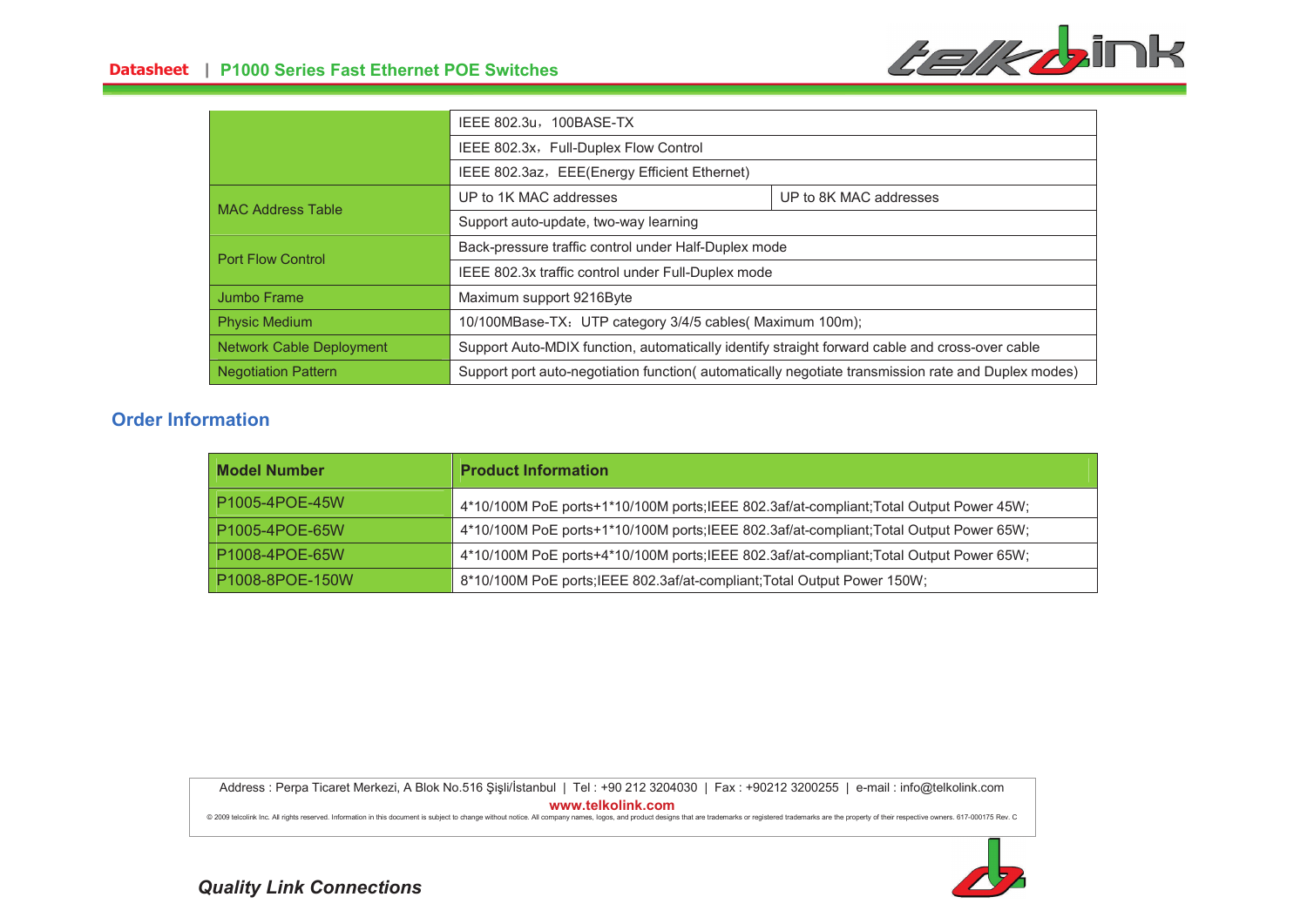| | | |
|---|---|---|
| | IEEE 802.3u，100BASE-TX | |
| | IEEE 802.3x，Full-Duplex Flow Control | |
| | IEEE 802.3az，EEE(Energy Efficient Ethernet) | |
| MAC Address Table | UP to 1K MAC addresses | UP to 8K MAC addresses |
| | Support auto-update, two-way learning | |
| Port Flow Control | Back-pressure traffic control under Half-Duplex mode | |
| | IEEE 802.3x traffic control under Full-Duplex mode | |
| Jumbo Frame | Maximum support 9216Byte | |
| Physic Medium | 10/100MBase-TX：UTP category 3/4/5 cables( Maximum 100m); | |
| Network Cable Deployment | Support Auto-MDIX function, automatically identify straight forward cable and cross-over cable | |
| Negotiation Pattern | Support port auto-negotiation function( automatically negotiate transmission rate and Duplex modes) | |

## Order Information

| Model Number | Product Information |
|---|---|
| P1005-4POE-45W | 4*10/100M PoE ports+1*10/100M ports;IEEE 802.3af/at-compliant;Total Output Power 45W; |
| P1005-4POE-65W | 4*10/100M PoE ports+1*10/100M ports;IEEE 802.3af/at-compliant;Total Output Power 65W; |
| P1008-4POE-65W | 4*10/100M PoE ports+4*10/100M ports;IEEE 802.3af/at-compliant;Total Output Power 65W; |
| P1008-8POE-150W | 8*10/100M PoE ports;IEEE 802.3af/at-compliant;Total Output Power 150W; |